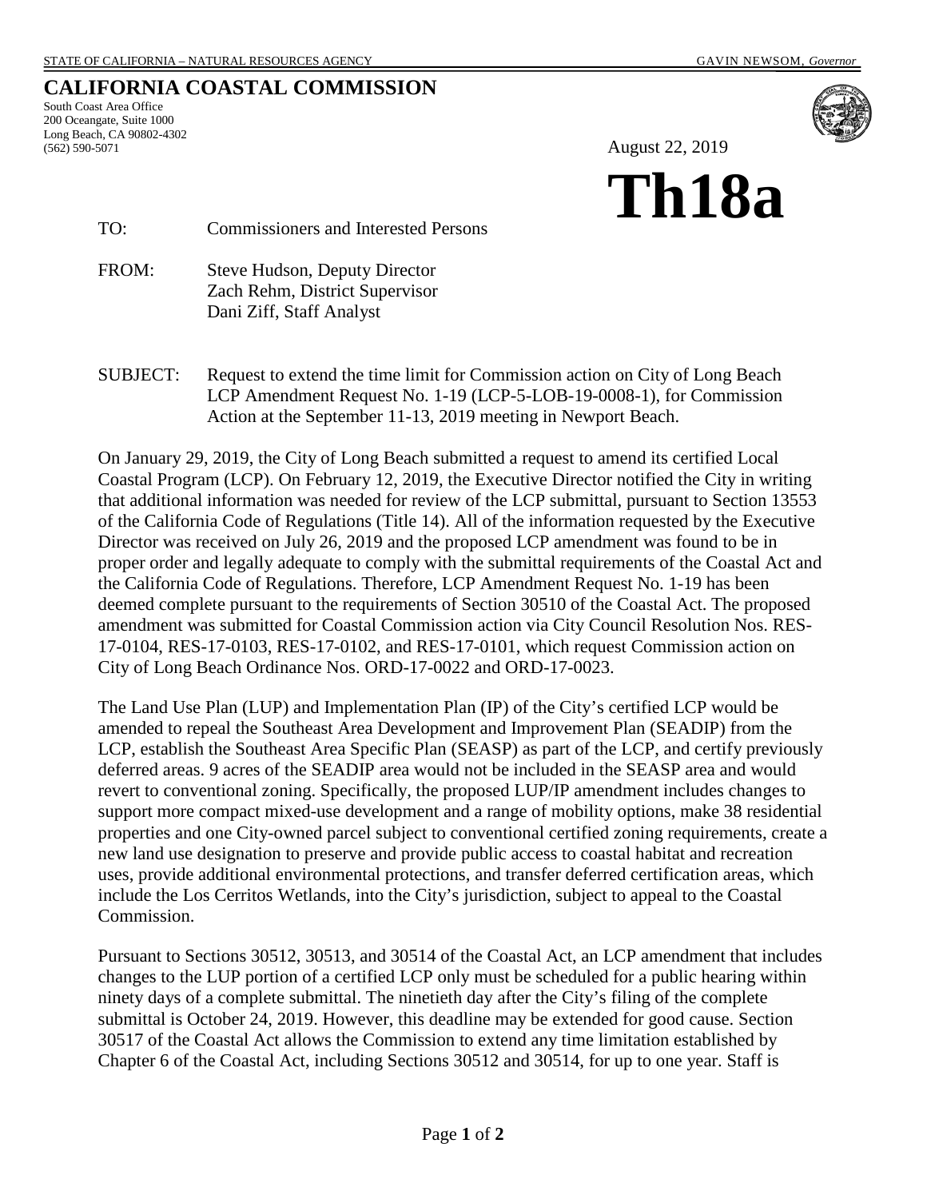STATE OF CALIFORNIA – NATURAL RESOURCES AGENCY GAVIN NEWSOM, *Governor*

# CALIFORNIA COASTAL COMMISSION

South Coast Area Office
200 Oceangate, Suite 1000
Long Beach, CA 90802-4302
(562) 590-5071

August 22, 2019

# Th18a

TO: Commissioners and Interested Persons

FROM: Steve Hudson, Deputy Director
Zach Rehm, District Supervisor
Dani Ziff, Staff Analyst

SUBJECT: Request to extend the time limit for Commission action on City of Long Beach LCP Amendment Request No. 1-19 (LCP-5-LOB-19-0008-1), for Commission Action at the September 11-13, 2019 meeting in Newport Beach.

On January 29, 2019, the City of Long Beach submitted a request to amend its certified Local Coastal Program (LCP). On February 12, 2019, the Executive Director notified the City in writing that additional information was needed for review of the LCP submittal, pursuant to Section 13553 of the California Code of Regulations (Title 14). All of the information requested by the Executive Director was received on July 26, 2019 and the proposed LCP amendment was found to be in proper order and legally adequate to comply with the submittal requirements of the Coastal Act and the California Code of Regulations. Therefore, LCP Amendment Request No. 1-19 has been deemed complete pursuant to the requirements of Section 30510 of the Coastal Act. The proposed amendment was submitted for Coastal Commission action via City Council Resolution Nos. RES-17-0104, RES-17-0103, RES-17-0102, and RES-17-0101, which request Commission action on City of Long Beach Ordinance Nos. ORD-17-0022 and ORD-17-0023.

The Land Use Plan (LUP) and Implementation Plan (IP) of the City's certified LCP would be amended to repeal the Southeast Area Development and Improvement Plan (SEADIP) from the LCP, establish the Southeast Area Specific Plan (SEASP) as part of the LCP, and certify previously deferred areas. 9 acres of the SEADIP area would not be included in the SEASP area and would revert to conventional zoning. Specifically, the proposed LUP/IP amendment includes changes to support more compact mixed-use development and a range of mobility options, make 38 residential properties and one City-owned parcel subject to conventional certified zoning requirements, create a new land use designation to preserve and provide public access to coastal habitat and recreation uses, provide additional environmental protections, and transfer deferred certification areas, which include the Los Cerritos Wetlands, into the City's jurisdiction, subject to appeal to the Coastal Commission.

Pursuant to Sections 30512, 30513, and 30514 of the Coastal Act, an LCP amendment that includes changes to the LUP portion of a certified LCP only must be scheduled for a public hearing within ninety days of a complete submittal. The ninetieth day after the City's filing of the complete submittal is October 24, 2019. However, this deadline may be extended for good cause. Section 30517 of the Coastal Act allows the Commission to extend any time limitation established by Chapter 6 of the Coastal Act, including Sections 30512 and 30514, for up to one year. Staff is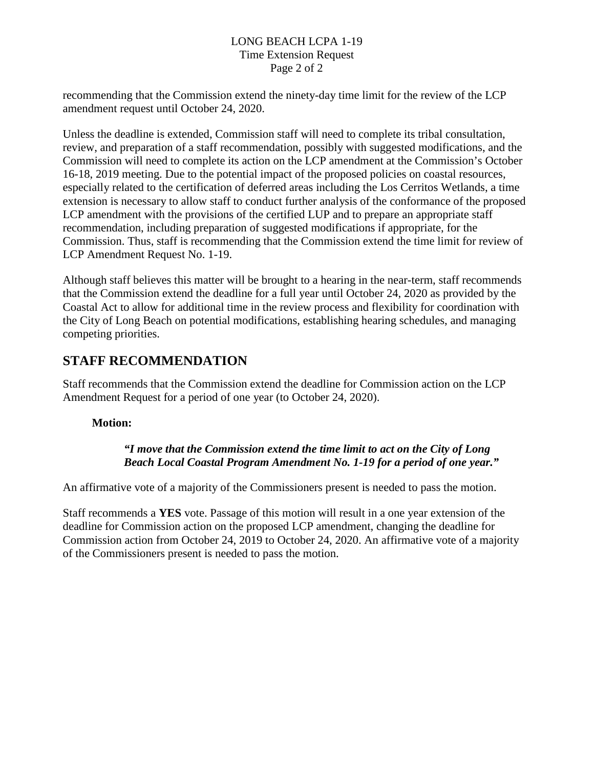recommending that the Commission extend the ninety-day time limit for the review of the LCP amendment request until October 24, 2020.

Unless the deadline is extended, Commission staff will need to complete its tribal consultation, review, and preparation of a staff recommendation, possibly with suggested modifications, and the Commission will need to complete its action on the LCP amendment at the Commission's October 16-18, 2019 meeting. Due to the potential impact of the proposed policies on coastal resources, especially related to the certification of deferred areas including the Los Cerritos Wetlands, a time extension is necessary to allow staff to conduct further analysis of the conformance of the proposed LCP amendment with the provisions of the certified LUP and to prepare an appropriate staff recommendation, including preparation of suggested modifications if appropriate, for the Commission. Thus, staff is recommending that the Commission extend the time limit for review of LCP Amendment Request No. 1-19.

Although staff believes this matter will be brought to a hearing in the near-term, staff recommends that the Commission extend the deadline for a full year until October 24, 2020 as provided by the Coastal Act to allow for additional time in the review process and flexibility for coordination with the City of Long Beach on potential modifications, establishing hearing schedules, and managing competing priorities.

## STAFF RECOMMENDATION

Staff recommends that the Commission extend the deadline for Commission action on the LCP Amendment Request for a period of one year (to October 24, 2020).

**Motion:**

> ***"I move that the Commission extend the time limit to act on the City of Long Beach Local Coastal Program Amendment No. 1-19 for a period of one year."***

An affirmative vote of a majority of the Commissioners present is needed to pass the motion.

Staff recommends a **YES** vote. Passage of this motion will result in a one year extension of the deadline for Commission action on the proposed LCP amendment, changing the deadline for Commission action from October 24, 2019 to October 24, 2020. An affirmative vote of a majority of the Commissioners present is needed to pass the motion.